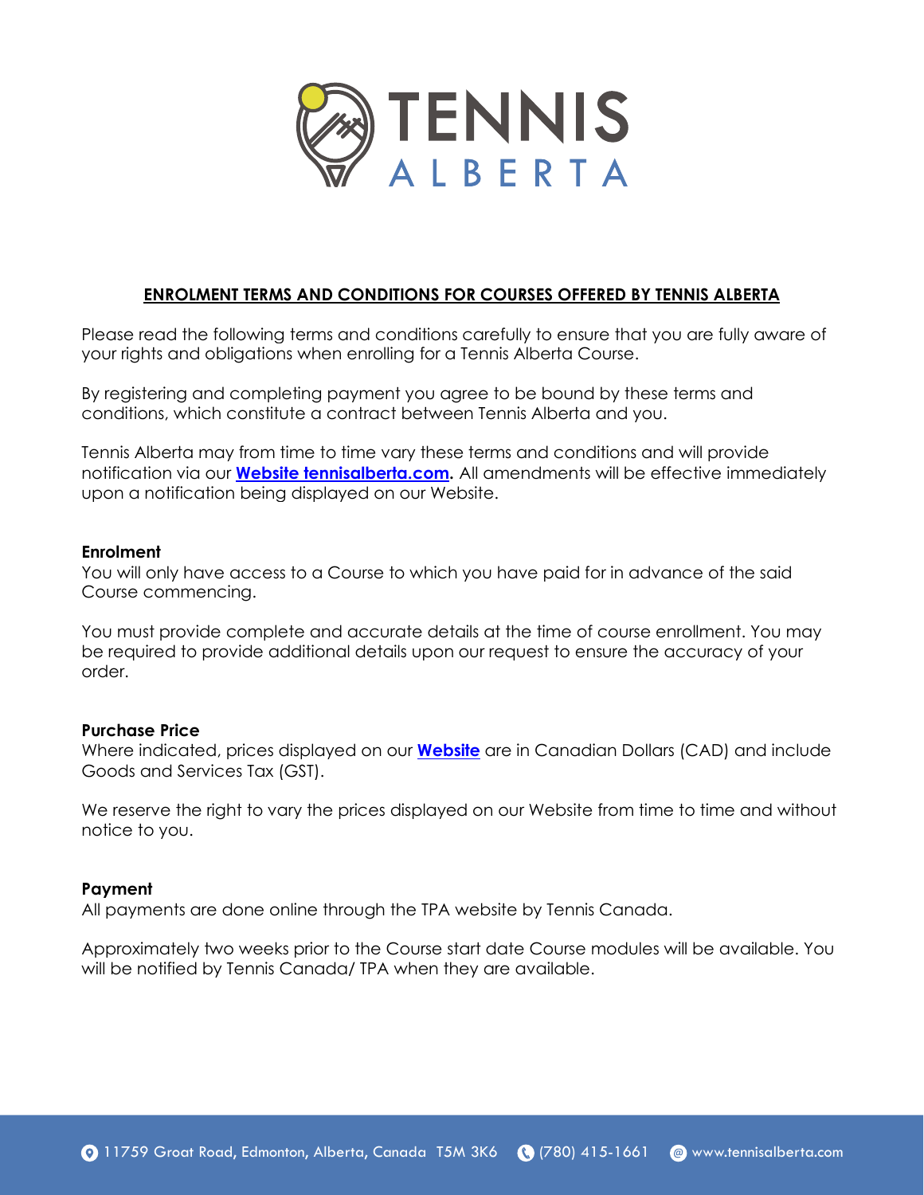# ENROLMENT TERMS AND CONDITIONS FOR COURSES OFFERED BY TENNIS ALBERTA

Please read the following terms and conditions carefully to ensure that you are fully aware of your rights and obligations when enrolling for a Tennis Alberta Course.

By registering and completing payment you agree to be bound by these terms and conditions, which constitute a contract between Tennis Alberta and you.

Tennis Alberta may from time to time vary these terms and conditions and will provide notification via our **Website tennisalberta.com**. All amendments will be effective immediately upon a notification being displayed on our Website.

**Enrolment**

You will only have access to a Course to which you have paid for in advance of the said Course commencing.

You must provide complete and accurate details at the time of course enrollment. You may be required to provide additional details upon our request to ensure the accuracy of your order.

**Purchase Price**

Where indicated, prices displayed on our **Website** are in Canadian Dollars (CAD) and include Goods and Services Tax (GST).

We reserve the right to vary the prices displayed on our Website from time to time and without notice to you.

**Payment**

All payments are done online through the TPA website by Tennis Canada.

Approximately two weeks prior to the Course start date Course modules will be available. You will be notified by Tennis Canada/ TPA when they are available.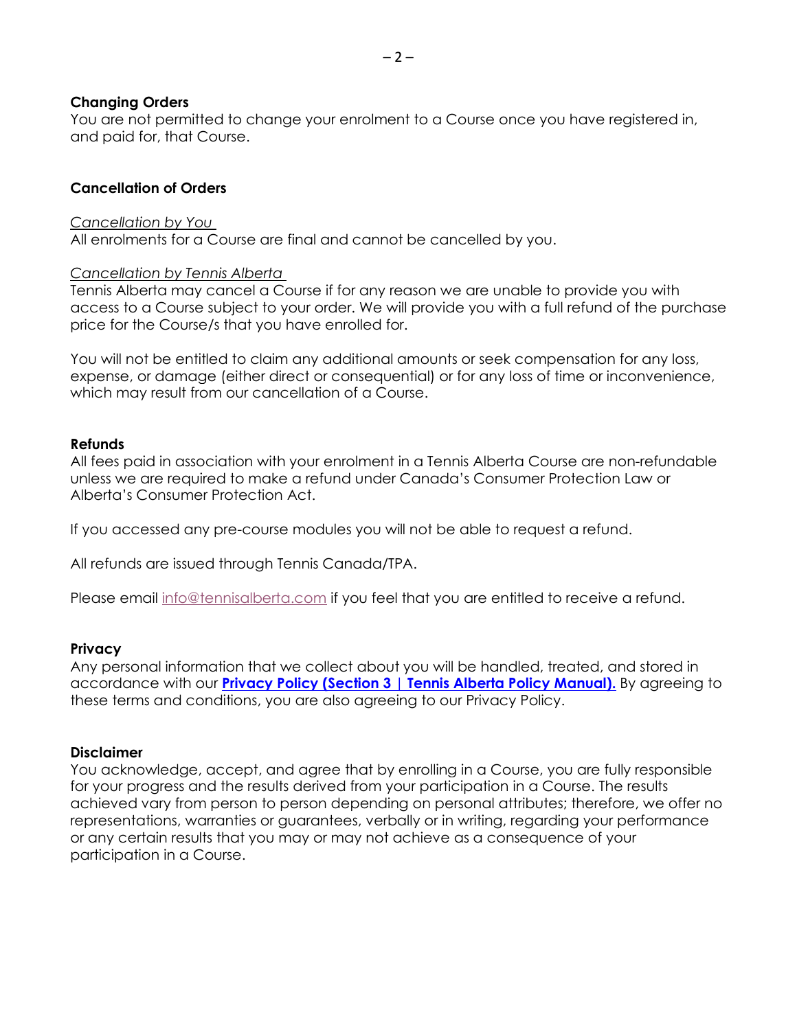**Changing Orders**

You are not permitted to change your enrolment to a Course once you have registered in, and paid for, that Course.

**Cancellation of Orders**

*Cancellation by You*

All enrolments for a Course are final and cannot be cancelled by you.

*Cancellation by Tennis Alberta*

Tennis Alberta may cancel a Course if for any reason we are unable to provide you with access to a Course subject to your order. We will provide you with a full refund of the purchase price for the Course/s that you have enrolled for.

You will not be entitled to claim any additional amounts or seek compensation for any loss, expense, or damage (either direct or consequential) or for any loss of time or inconvenience, which may result from our cancellation of a Course.

**Refunds**

All fees paid in association with your enrolment in a Tennis Alberta Course are non-refundable unless we are required to make a refund under Canada's Consumer Protection Law or Alberta's Consumer Protection Act.

If you accessed any pre-course modules you will not be able to request a refund.

All refunds are issued through Tennis Canada/TPA.

Please email info@tennisalberta.com if you feel that you are entitled to receive a refund.

**Privacy**

Any personal information that we collect about you will be handled, treated, and stored in accordance with our **Privacy Policy (Section 3 | Tennis Alberta Policy Manual).** By agreeing to these terms and conditions, you are also agreeing to our Privacy Policy.

**Disclaimer**

You acknowledge, accept, and agree that by enrolling in a Course, you are fully responsible for your progress and the results derived from your participation in a Course. The results achieved vary from person to person depending on personal attributes; therefore, we offer no representations, warranties or guarantees, verbally or in writing, regarding your performance or any certain results that you may or may not achieve as a consequence of your participation in a Course.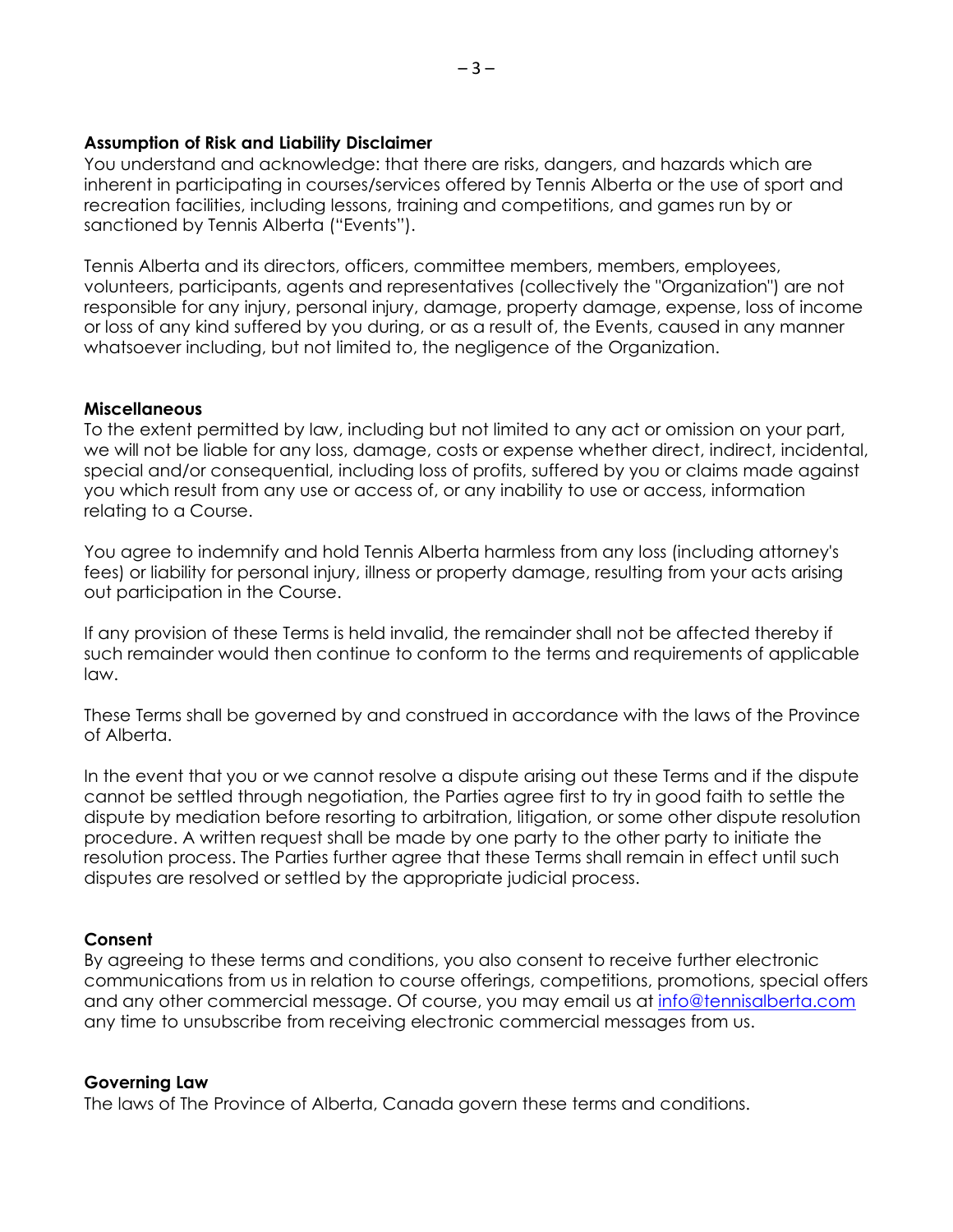**Assumption of Risk and Liability Disclaimer**

You understand and acknowledge: that there are risks, dangers, and hazards which are inherent in participating in courses/services offered by Tennis Alberta or the use of sport and recreation facilities, including lessons, training and competitions, and games run by or sanctioned by Tennis Alberta ("Events").

Tennis Alberta and its directors, officers, committee members, members, employees, volunteers, participants, agents and representatives (collectively the "Organization") are not responsible for any injury, personal injury, damage, property damage, expense, loss of income or loss of any kind suffered by you during, or as a result of, the Events, caused in any manner whatsoever including, but not limited to, the negligence of the Organization.

**Miscellaneous**

To the extent permitted by law, including but not limited to any act or omission on your part, we will not be liable for any loss, damage, costs or expense whether direct, indirect, incidental, special and/or consequential, including loss of profits, suffered by you or claims made against you which result from any use or access of, or any inability to use or access, information relating to a Course.

You agree to indemnify and hold Tennis Alberta harmless from any loss (including attorney's fees) or liability for personal injury, illness or property damage, resulting from your acts arising out participation in the Course.

If any provision of these Terms is held invalid, the remainder shall not be affected thereby if such remainder would then continue to conform to the terms and requirements of applicable law.

These Terms shall be governed by and construed in accordance with the laws of the Province of Alberta.

In the event that you or we cannot resolve a dispute arising out these Terms and if the dispute cannot be settled through negotiation, the Parties agree first to try in good faith to settle the dispute by mediation before resorting to arbitration, litigation, or some other dispute resolution procedure. A written request shall be made by one party to the other party to initiate the resolution process. The Parties further agree that these Terms shall remain in effect until such disputes are resolved or settled by the appropriate judicial process.

**Consent**

By agreeing to these terms and conditions, you also consent to receive further electronic communications from us in relation to course offerings, competitions, promotions, special offers and any other commercial message. Of course, you may email us at [info@tennisalberta.com](mailto:info@tennisalberta.com) any time to unsubscribe from receiving electronic commercial messages from us.

**Governing Law**

The laws of The Province of Alberta, Canada govern these terms and conditions.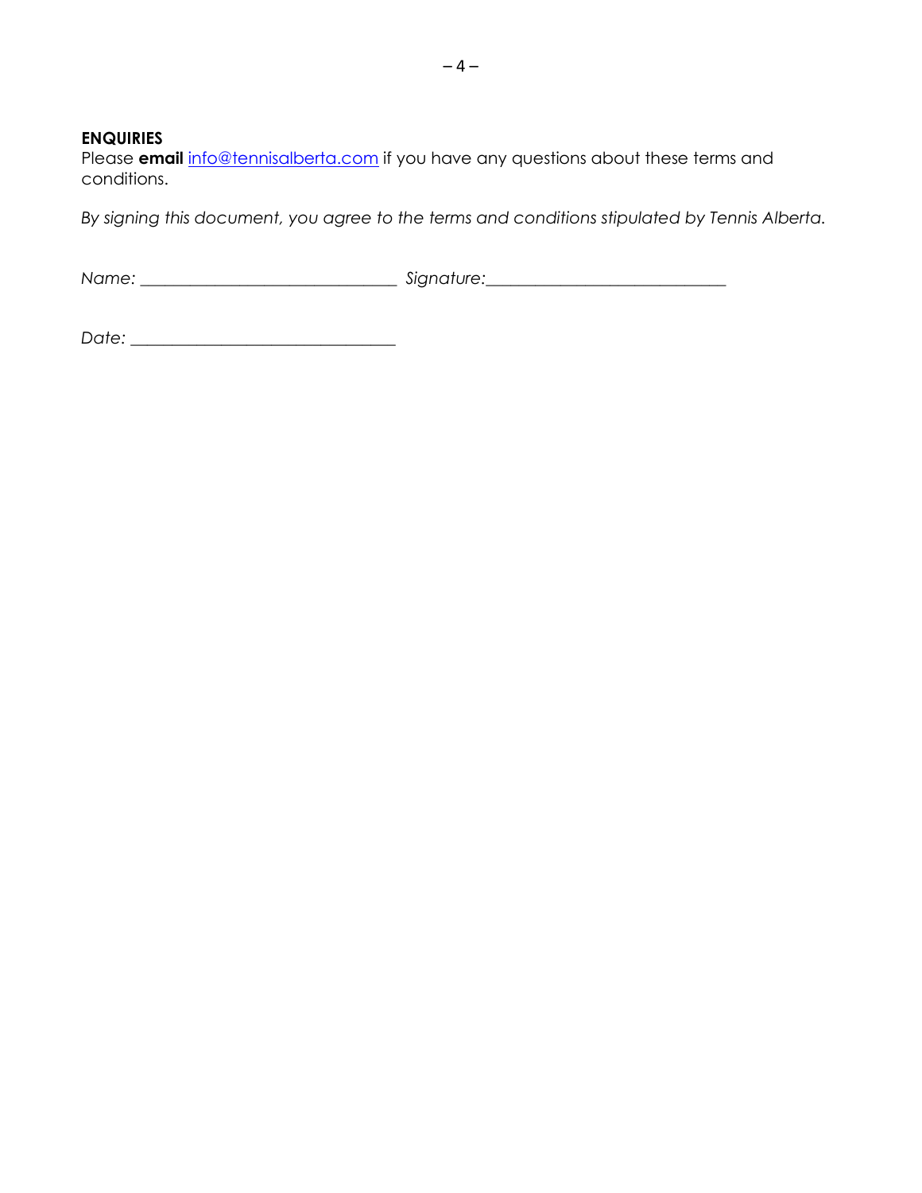**ENQUIRIES**
Please **email** [info@tennisalberta.com](mailto:info@tennisalberta.com) if you have any questions about these terms and conditions.

*By signing this document, you agree to the terms and conditions stipulated by Tennis Alberta.*

*Name:* ______________________________ *Signature:*____________________________

*Date:* _______________________________